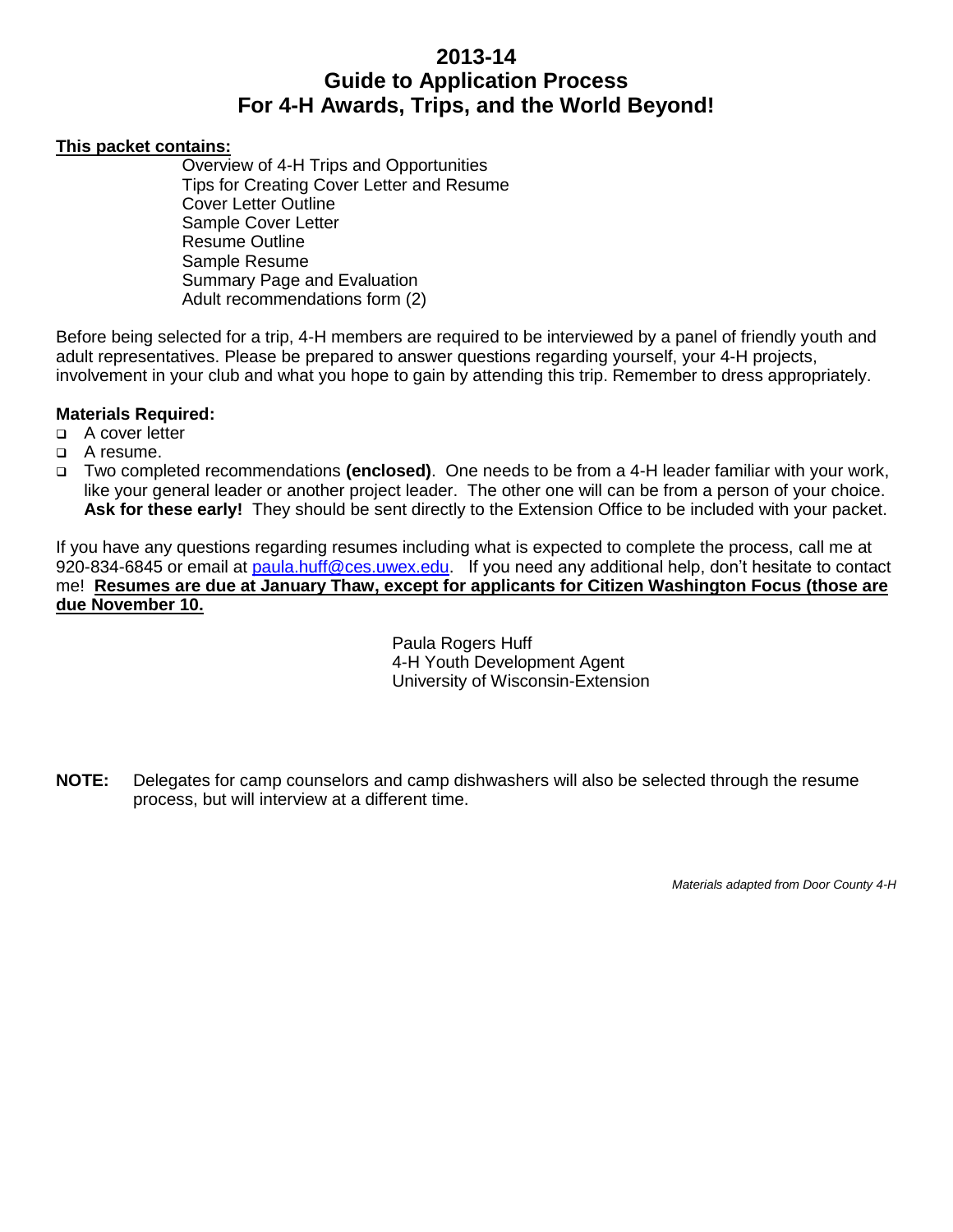# 2013-14
# Guide to Application Process
# For 4-H Awards, Trips, and the World Beyond!

**This packet contains:**

- Overview of 4-H Trips and Opportunities
- Tips for Creating Cover Letter and Resume
- Cover Letter Outline
- Sample Cover Letter
- Resume Outline
- Sample Resume
- Summary Page and Evaluation
- Adult recommendations form (2)

Before being selected for a trip, 4-H members are required to be interviewed by a panel of friendly youth and adult representatives. Please be prepared to answer questions regarding yourself, your 4-H projects, involvement in your club and what you hope to gain by attending this trip. Remember to dress appropriately.

**Materials Required:**

- A cover letter
- A resume.
- Two completed recommendations **(enclosed)**. One needs to be from a 4-H leader familiar with your work, like your general leader or another project leader. The other one will can be from a person of your choice. **Ask for these early!** They should be sent directly to the Extension Office to be included with your packet.

If you have any questions regarding resumes including what is expected to complete the process, call me at 920-834-6845 or email at paula.huff@ces.uwex.edu. If you need any additional help, don't hesitate to contact me! **Resumes are due at January Thaw, except for applicants for Citizen Washington Focus (those are due November 10.**

Paula Rogers Huff
4-H Youth Development Agent
University of Wisconsin-Extension

**NOTE:** Delegates for camp counselors and camp dishwashers will also be selected through the resume process, but will interview at a different time.

*Materials adapted from Door County 4-H*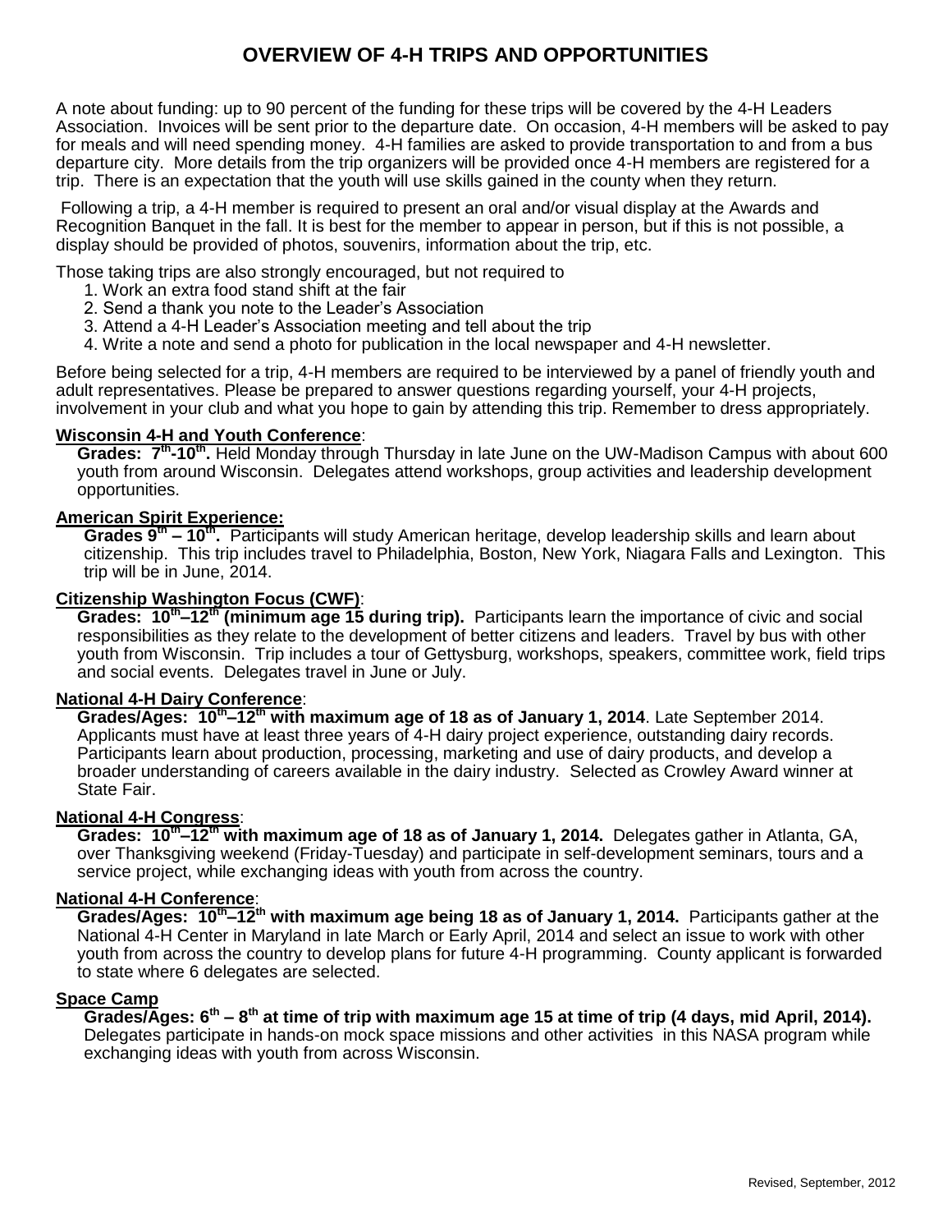# OVERVIEW OF 4-H TRIPS AND OPPORTUNITIES

A note about funding: up to 90 percent of the funding for these trips will be covered by the 4-H Leaders Association. Invoices will be sent prior to the departure date. On occasion, 4-H members will be asked to pay for meals and will need spending money. 4-H families are asked to provide transportation to and from a bus departure city. More details from the trip organizers will be provided once 4-H members are registered for a trip. There is an expectation that the youth will use skills gained in the county when they return.

Following a trip, a 4-H member is required to present an oral and/or visual display at the Awards and Recognition Banquet in the fall. It is best for the member to appear in person, but if this is not possible, a display should be provided of photos, souvenirs, information about the trip, etc.

Those taking trips are also strongly encouraged, but not required to

1. Work an extra food stand shift at the fair
2. Send a thank you note to the Leader's Association
3. Attend a 4-H Leader's Association meeting and tell about the trip
4. Write a note and send a photo for publication in the local newspaper and 4-H newsletter.

Before being selected for a trip, 4-H members are required to be interviewed by a panel of friendly youth and adult representatives. Please be prepared to answer questions regarding yourself, your 4-H projects, involvement in your club and what you hope to gain by attending this trip. Remember to dress appropriately.

**Wisconsin 4-H and Youth Conference**:

**Grades: 7th-10th.** Held Monday through Thursday in late June on the UW-Madison Campus with about 600 youth from around Wisconsin. Delegates attend workshops, group activities and leadership development opportunities.

**American Spirit Experience:**

**Grades 9th – 10th.** Participants will study American heritage, develop leadership skills and learn about citizenship. This trip includes travel to Philadelphia, Boston, New York, Niagara Falls and Lexington. This trip will be in June, 2014.

**Citizenship Washington Focus (CWF)**:

**Grades: 10th–12th (minimum age 15 during trip).** Participants learn the importance of civic and social responsibilities as they relate to the development of better citizens and leaders. Travel by bus with other youth from Wisconsin. Trip includes a tour of Gettysburg, workshops, speakers, committee work, field trips and social events. Delegates travel in June or July.

**National 4-H Dairy Conference**:

**Grades/Ages: 10th–12th with maximum age of 18 as of January 1, 2014**. Late September 2014. Applicants must have at least three years of 4-H dairy project experience, outstanding dairy records. Participants learn about production, processing, marketing and use of dairy products, and develop a broader understanding of careers available in the dairy industry. Selected as Crowley Award winner at State Fair.

**National 4-H Congress**:

**Grades: 10th–12th with maximum age of 18 as of January 1, 2014.** Delegates gather in Atlanta, GA, over Thanksgiving weekend (Friday-Tuesday) and participate in self-development seminars, tours and a service project, while exchanging ideas with youth from across the country.

**National 4-H Conference**:

**Grades/Ages: 10th–12th with maximum age being 18 as of January 1, 2014.** Participants gather at the National 4-H Center in Maryland in late March or Early April, 2014 and select an issue to work with other youth from across the country to develop plans for future 4-H programming. County applicant is forwarded to state where 6 delegates are selected.

**Space Camp**

**Grades/Ages: 6th – 8th at time of trip with maximum age 15 at time of trip (4 days, mid April, 2014).** Delegates participate in hands-on mock space missions and other activities in this NASA program while exchanging ideas with youth from across Wisconsin.

Revised, September, 2012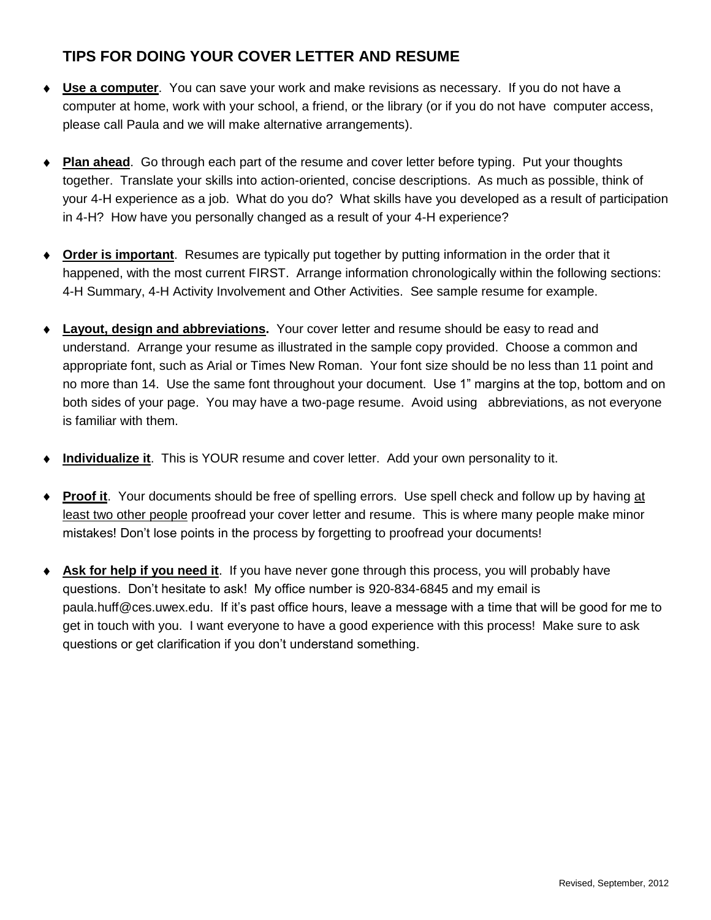## TIPS FOR DOING YOUR COVER LETTER AND RESUME

- **Use a computer**. You can save your work and make revisions as necessary. If you do not have a computer at home, work with your school, a friend, or the library (or if you do not have computer access, please call Paula and we will make alternative arrangements).

- **Plan ahead**. Go through each part of the resume and cover letter before typing. Put your thoughts together. Translate your skills into action-oriented, concise descriptions. As much as possible, think of your 4-H experience as a job. What do you do? What skills have you developed as a result of participation in 4-H? How have you personally changed as a result of your 4-H experience?

- **Order is important**. Resumes are typically put together by putting information in the order that it happened, with the most current FIRST. Arrange information chronologically within the following sections: 4-H Summary, 4-H Activity Involvement and Other Activities. See sample resume for example.

- **Layout, design and abbreviations.** Your cover letter and resume should be easy to read and understand. Arrange your resume as illustrated in the sample copy provided. Choose a common and appropriate font, such as Arial or Times New Roman. Your font size should be no less than 11 point and no more than 14. Use the same font throughout your document. Use 1" margins at the top, bottom and on both sides of your page. You may have a two-page resume. Avoid using abbreviations, as not everyone is familiar with them.

- **Individualize it**. This is YOUR resume and cover letter. Add your own personality to it.

- **Proof it**. Your documents should be free of spelling errors. Use spell check and follow up by having at least two other people proofread your cover letter and resume. This is where many people make minor mistakes! Don't lose points in the process by forgetting to proofread your documents!

- **Ask for help if you need it**. If you have never gone through this process, you will probably have questions. Don't hesitate to ask! My office number is 920-834-6845 and my email is paula.huff@ces.uwex.edu. If it's past office hours, leave a message with a time that will be good for me to get in touch with you. I want everyone to have a good experience with this process! Make sure to ask questions or get clarification if you don't understand something.

Revised, September, 2012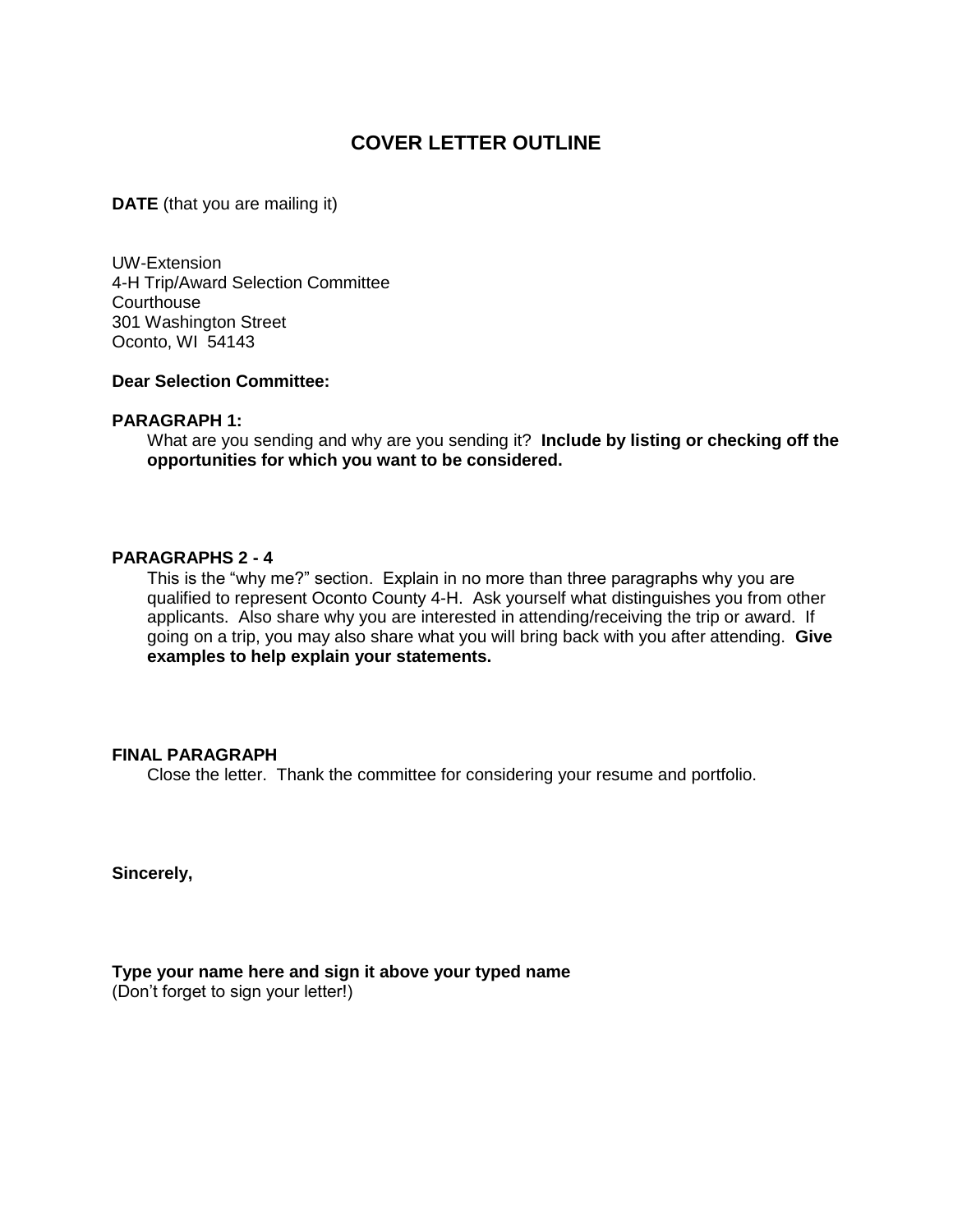# COVER LETTER OUTLINE

**DATE** (that you are mailing it)

UW-Extension
4-H Trip/Award Selection Committee
Courthouse
301 Washington Street
Oconto, WI 54143

**Dear Selection Committee:**

**PARAGRAPH 1:**

What are you sending and why are you sending it? **Include by listing or checking off the opportunities for which you want to be considered.**

**PARAGRAPHS 2 - 4**

This is the "why me?" section. Explain in no more than three paragraphs why you are qualified to represent Oconto County 4-H. Ask yourself what distinguishes you from other applicants. Also share why you are interested in attending/receiving the trip or award. If going on a trip, you may also share what you will bring back with you after attending. **Give examples to help explain your statements.**

**FINAL PARAGRAPH**

Close the letter. Thank the committee for considering your resume and portfolio.

**Sincerely,**

**Type your name here and sign it above your typed name**
(Don't forget to sign your letter!)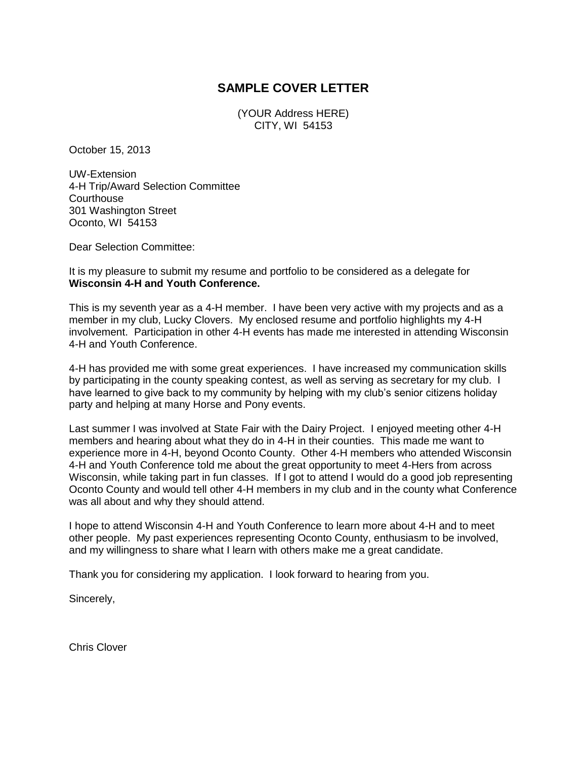# SAMPLE COVER LETTER

(YOUR Address HERE)
CITY, WI 54153

October 15, 2013

UW-Extension
4-H Trip/Award Selection Committee
Courthouse
301 Washington Street
Oconto, WI 54153

Dear Selection Committee:

It is my pleasure to submit my resume and portfolio to be considered as a delegate for **Wisconsin 4-H and Youth Conference.**

This is my seventh year as a 4-H member. I have been very active with my projects and as a member in my club, Lucky Clovers. My enclosed resume and portfolio highlights my 4-H involvement. Participation in other 4-H events has made me interested in attending Wisconsin 4-H and Youth Conference.

4-H has provided me with some great experiences. I have increased my communication skills by participating in the county speaking contest, as well as serving as secretary for my club. I have learned to give back to my community by helping with my club's senior citizens holiday party and helping at many Horse and Pony events.

Last summer I was involved at State Fair with the Dairy Project. I enjoyed meeting other 4-H members and hearing about what they do in 4-H in their counties. This made me want to experience more in 4-H, beyond Oconto County. Other 4-H members who attended Wisconsin 4-H and Youth Conference told me about the great opportunity to meet 4-Hers from across Wisconsin, while taking part in fun classes. If I got to attend I would do a good job representing Oconto County and would tell other 4-H members in my club and in the county what Conference was all about and why they should attend.

I hope to attend Wisconsin 4-H and Youth Conference to learn more about 4-H and to meet other people. My past experiences representing Oconto County, enthusiasm to be involved, and my willingness to share what I learn with others make me a great candidate.

Thank you for considering my application. I look forward to hearing from you.

Sincerely,

Chris Clover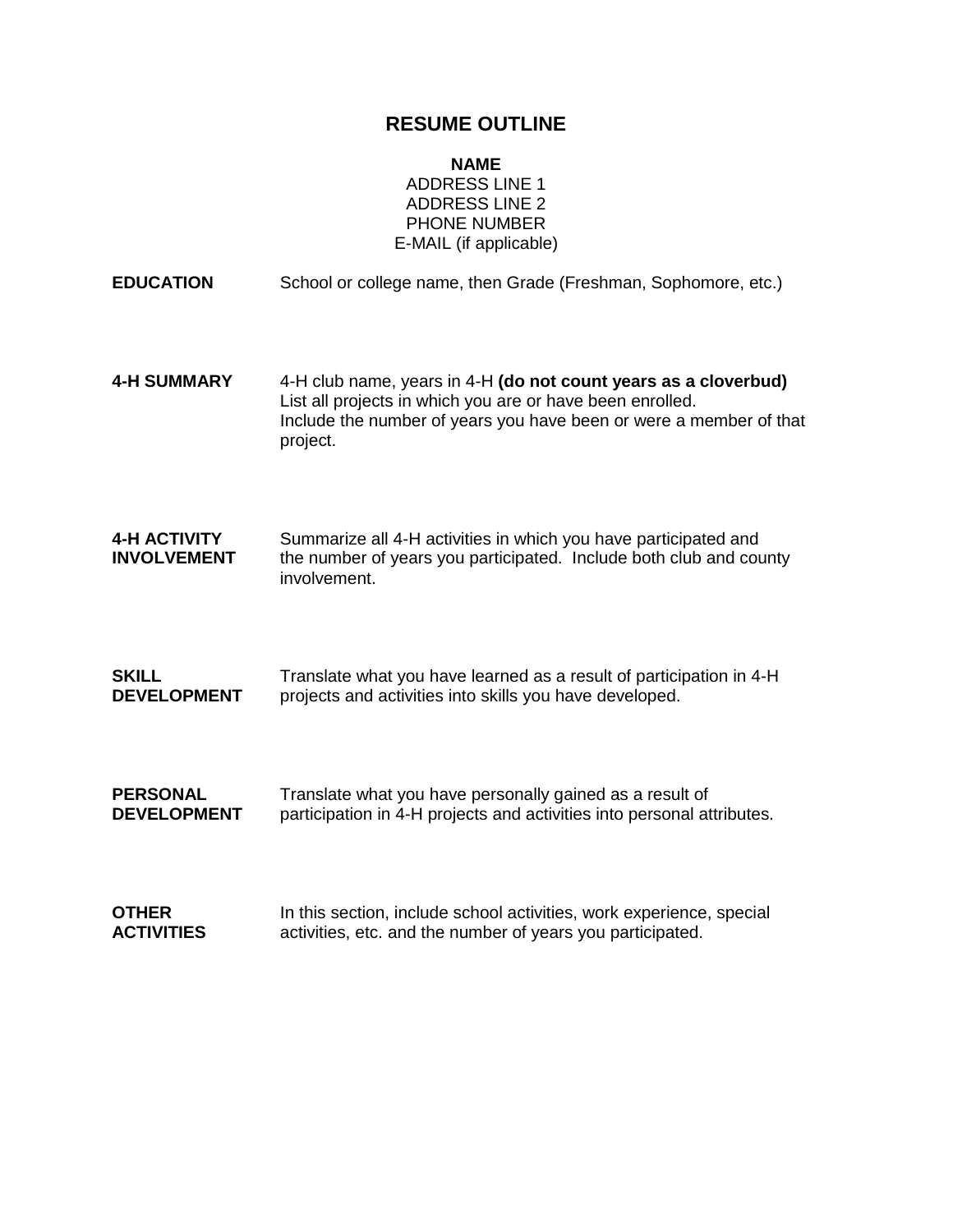# RESUME OUTLINE

**NAME**
ADDRESS LINE 1
ADDRESS LINE 2
PHONE NUMBER
E-MAIL (if applicable)

**EDUCATION**

School or college name, then Grade (Freshman, Sophomore, etc.)

**4-H SUMMARY**

4-H club name, years in 4-H **(do not count years as a cloverbud)**
List all projects in which you are or have been enrolled.
Include the number of years you have been or were a member of that project.

**4-H ACTIVITY INVOLVEMENT**

Summarize all 4-H activities in which you have participated and the number of years you participated. Include both club and county involvement.

**SKILL DEVELOPMENT**

Translate what you have learned as a result of participation in 4-H projects and activities into skills you have developed.

**PERSONAL DEVELOPMENT**

Translate what you have personally gained as a result of participation in 4-H projects and activities into personal attributes.

**OTHER ACTIVITIES**

In this section, include school activities, work experience, special activities, etc. and the number of years you participated.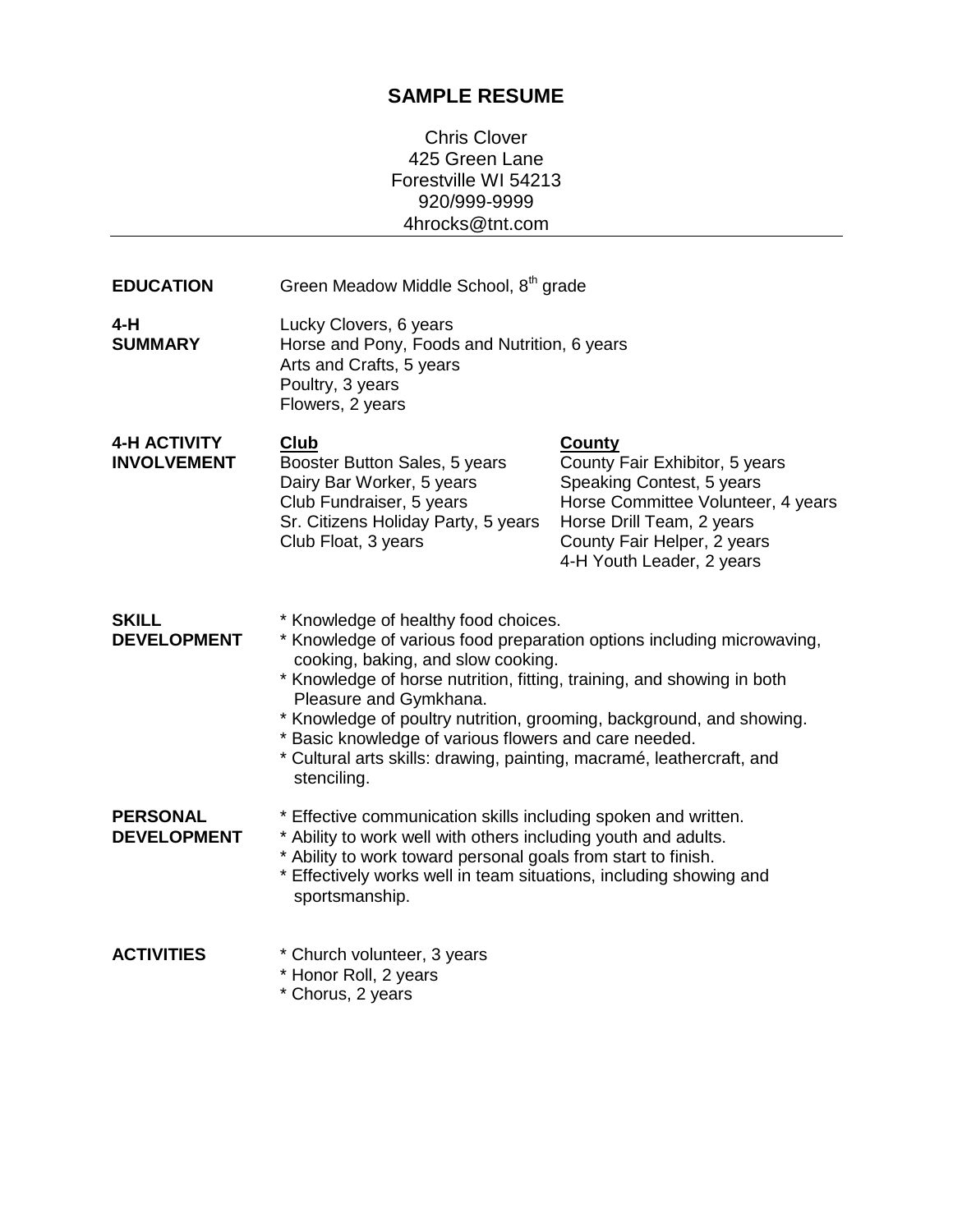## SAMPLE RESUME

Chris Clover
425 Green Lane
Forestville WI 54213
920/999-9999
4hrocks@tnt.com

---

**EDUCATION**

Green Meadow Middle School, 8th grade

**4-H SUMMARY**

Lucky Clovers, 6 years
Horse and Pony, Foods and Nutrition, 6 years
Arts and Crafts, 5 years
Poultry, 3 years
Flowers, 2 years

**4-H ACTIVITY INVOLVEMENT**

**Club**

Booster Button Sales, 5 years
Dairy Bar Worker, 5 years
Club Fundraiser, 5 years
Sr. Citizens Holiday Party, 5 years
Club Float, 3 years

**County**

County Fair Exhibitor, 5 years
Speaking Contest, 5 years
Horse Committee Volunteer, 4 years
Horse Drill Team, 2 years
County Fair Helper, 2 years
4-H Youth Leader, 2 years

**SKILL DEVELOPMENT**

* Knowledge of healthy food choices.
* Knowledge of various food preparation options including microwaving, cooking, baking, and slow cooking.
* Knowledge of horse nutrition, fitting, training, and showing in both Pleasure and Gymkhana.
* Knowledge of poultry nutrition, grooming, background, and showing.
* Basic knowledge of various flowers and care needed.
* Cultural arts skills: drawing, painting, macramé, leathercraft, and stenciling.

**PERSONAL DEVELOPMENT**

* Effective communication skills including spoken and written.
* Ability to work well with others including youth and adults.
* Ability to work toward personal goals from start to finish.
* Effectively works well in team situations, including showing and sportsmanship.

**ACTIVITIES**

* Church volunteer, 3 years
* Honor Roll, 2 years
* Chorus, 2 years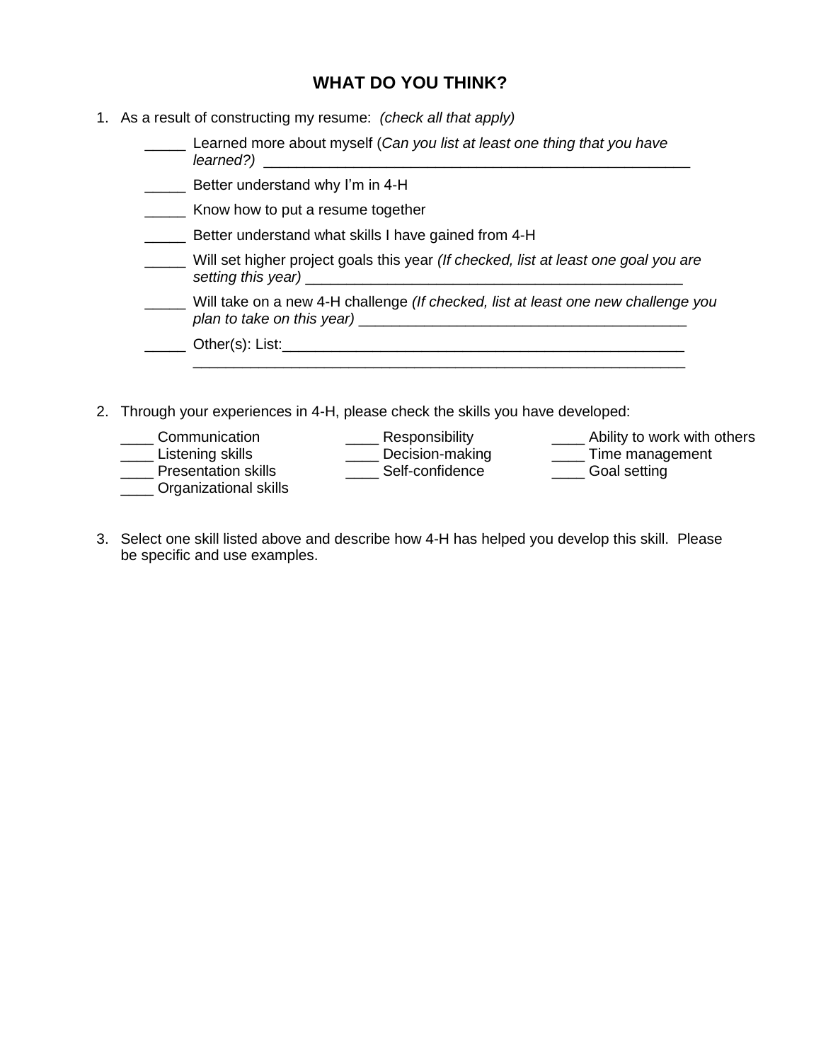## WHAT DO YOU THINK?

1. As a result of constructing my resume: *(check all that apply)*

   _____ Learned more about myself (*Can you list at least one thing that you have learned?)* ____________________________________________________

   _____ Better understand why I'm in 4-H

   _____ Know how to put a resume together

   _____ Better understand what skills I have gained from 4-H

   _____ Will set higher project goals this year *(If checked, list at least one goal you are setting this year)* ______________________________________________

   _____ Will take on a new 4-H challenge *(If checked, list at least one new challenge you plan to take on this year)* ________________________________________

   _____ Other(s): List:___________________________________________________
   ______________________________________________________________

2. Through your experiences in 4-H, please check the skills you have developed:

   ____ Communication
   ____ Listening skills
   ____ Presentation skills
   ____ Organizational skills
   ____ Responsibility
   ____ Decision-making
   ____ Self-confidence
   ____ Ability to work with others
   ____ Time management
   ____ Goal setting

3. Select one skill listed above and describe how 4-H has helped you develop this skill. Please be specific and use examples.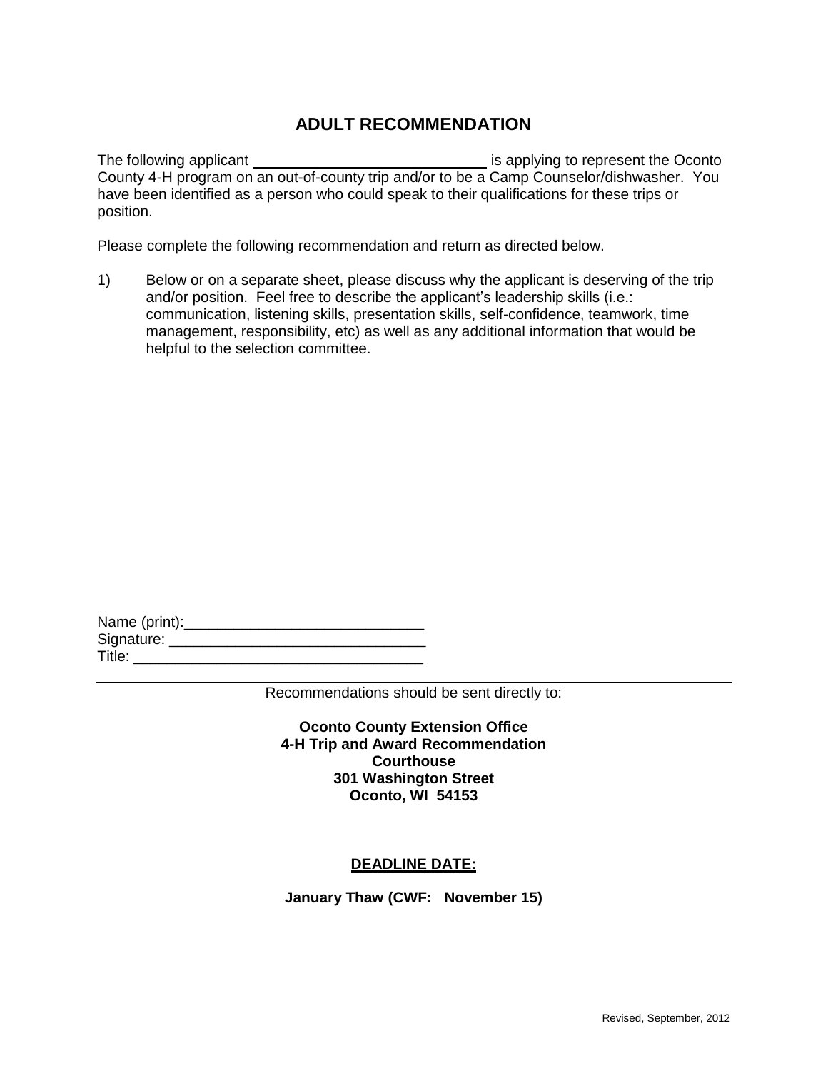# ADULT RECOMMENDATION

The following applicant ____________________________ is applying to represent the Oconto County 4-H program on an out-of-county trip and/or to be a Camp Counselor/dishwasher. You have been identified as a person who could speak to their qualifications for these trips or position.

Please complete the following recommendation and return as directed below.

1) Below or on a separate sheet, please discuss why the applicant is deserving of the trip and/or position. Feel free to describe the applicant's leadership skills (i.e.: communication, listening skills, presentation skills, self-confidence, teamwork, time management, responsibility, etc) as well as any additional information that would be helpful to the selection committee.

Name (print):____________________________

Signature: ______________________________

Title: __________________________________

---

Recommendations should be sent directly to:

**Oconto County Extension Office**
**4-H Trip and Award Recommendation**
**Courthouse**
**301 Washington Street**
**Oconto, WI 54153**

**DEADLINE DATE:**

**January Thaw (CWF: November 15)**

Revised, September, 2012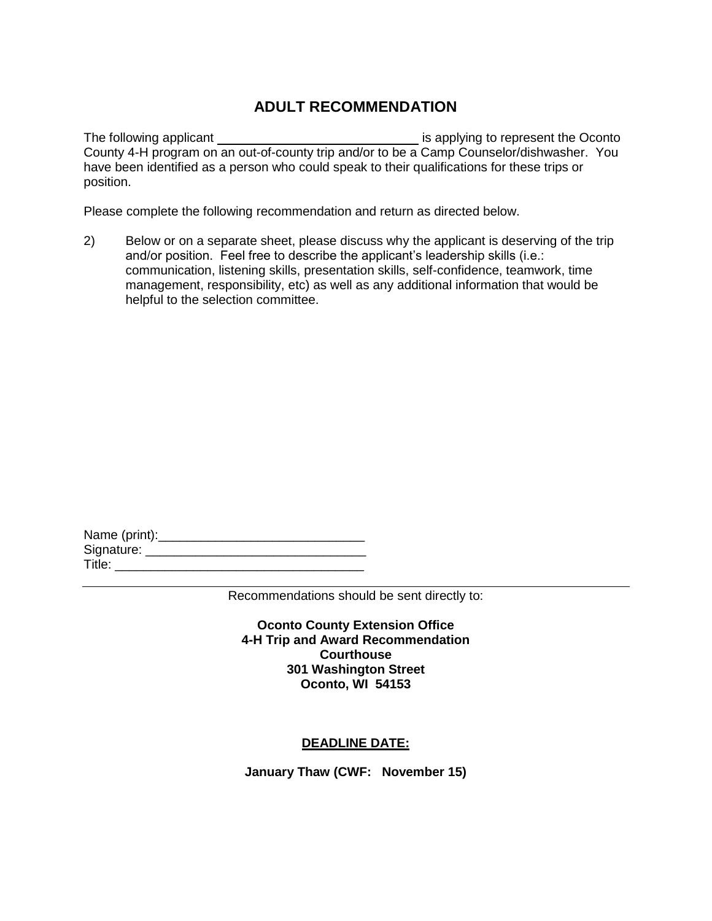# ADULT RECOMMENDATION

The following applicant ______________________________ is applying to represent the Oconto County 4-H program on an out-of-county trip and/or to be a Camp Counselor/dishwasher. You have been identified as a person who could speak to their qualifications for these trips or position.

Please complete the following recommendation and return as directed below.

2) Below or on a separate sheet, please discuss why the applicant is deserving of the trip and/or position. Feel free to describe the applicant's leadership skills (i.e.: communication, listening skills, presentation skills, self-confidence, teamwork, time management, responsibility, etc) as well as any additional information that would be helpful to the selection committee.

Name (print):______________________________

Signature: ________________________________

Title: ____________________________________

---

Recommendations should be sent directly to:

**Oconto County Extension Office**
**4-H Trip and Award Recommendation**
**Courthouse**
**301 Washington Street**
**Oconto, WI 54153**

**DEADLINE DATE:**

**January Thaw (CWF: November 15)**